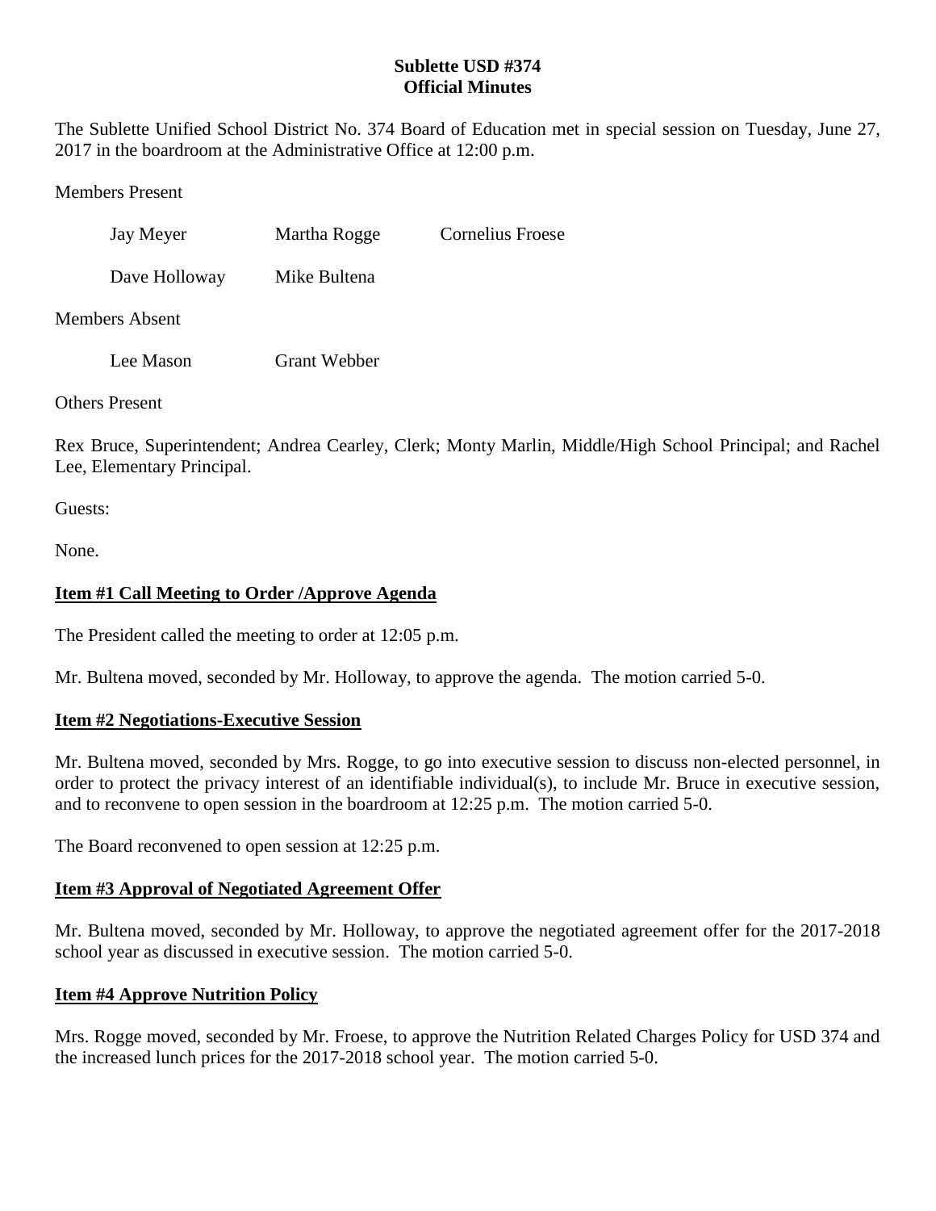**Sublette USD #374**
**Official Minutes**

The Sublette Unified School District No. 374 Board of Education met in special session on Tuesday, June 27, 2017 in the boardroom at the Administrative Office at 12:00 p.m.

Members Present

| | | |
|---|---|---|
| Jay Meyer | Martha Rogge | Cornelius Froese |
| Dave Holloway | Mike Bultena | |

Members Absent

| | |
|---|---|
| Lee Mason | Grant Webber |

Others Present

Rex Bruce, Superintendent; Andrea Cearley, Clerk; Monty Marlin, Middle/High School Principal; and Rachel Lee, Elementary Principal.

Guests:

None.

**Item #1 Call Meeting to Order /Approve Agenda**

The President called the meeting to order at 12:05 p.m.

Mr. Bultena moved, seconded by Mr. Holloway, to approve the agenda. The motion carried 5-0.

**Item #2 Negotiations-Executive Session**

Mr. Bultena moved, seconded by Mrs. Rogge, to go into executive session to discuss non-elected personnel, in order to protect the privacy interest of an identifiable individual(s), to include Mr. Bruce in executive session, and to reconvene to open session in the boardroom at 12:25 p.m. The motion carried 5-0.

The Board reconvened to open session at 12:25 p.m.

**Item #3 Approval of Negotiated Agreement Offer**

Mr. Bultena moved, seconded by Mr. Holloway, to approve the negotiated agreement offer for the 2017-2018 school year as discussed in executive session. The motion carried 5-0.

**Item #4 Approve Nutrition Policy**

Mrs. Rogge moved, seconded by Mr. Froese, to approve the Nutrition Related Charges Policy for USD 374 and the increased lunch prices for the 2017-2018 school year. The motion carried 5-0.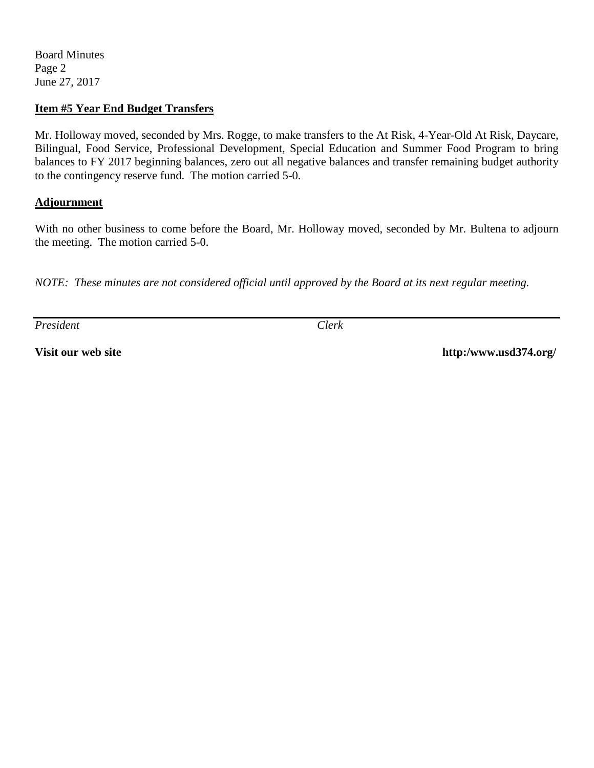## Item #5 Year End Budget Transfers

Mr. Holloway moved, seconded by Mrs. Rogge, to make transfers to the At Risk, 4-Year-Old At Risk, Daycare, Bilingual, Food Service, Professional Development, Special Education and Summer Food Program to bring balances to FY 2017 beginning balances, zero out all negative balances and transfer remaining budget authority to the contingency reserve fund. The motion carried 5-0.

## Adjournment

With no other business to come before the Board, Mr. Holloway moved, seconded by Mr. Bultena to adjourn the meeting. The motion carried 5-0.

*NOTE: These minutes are not considered official until approved by the Board at its next regular meeting.*

*President* *Clerk*

**Visit our web site** **http:/www.usd374.org/**